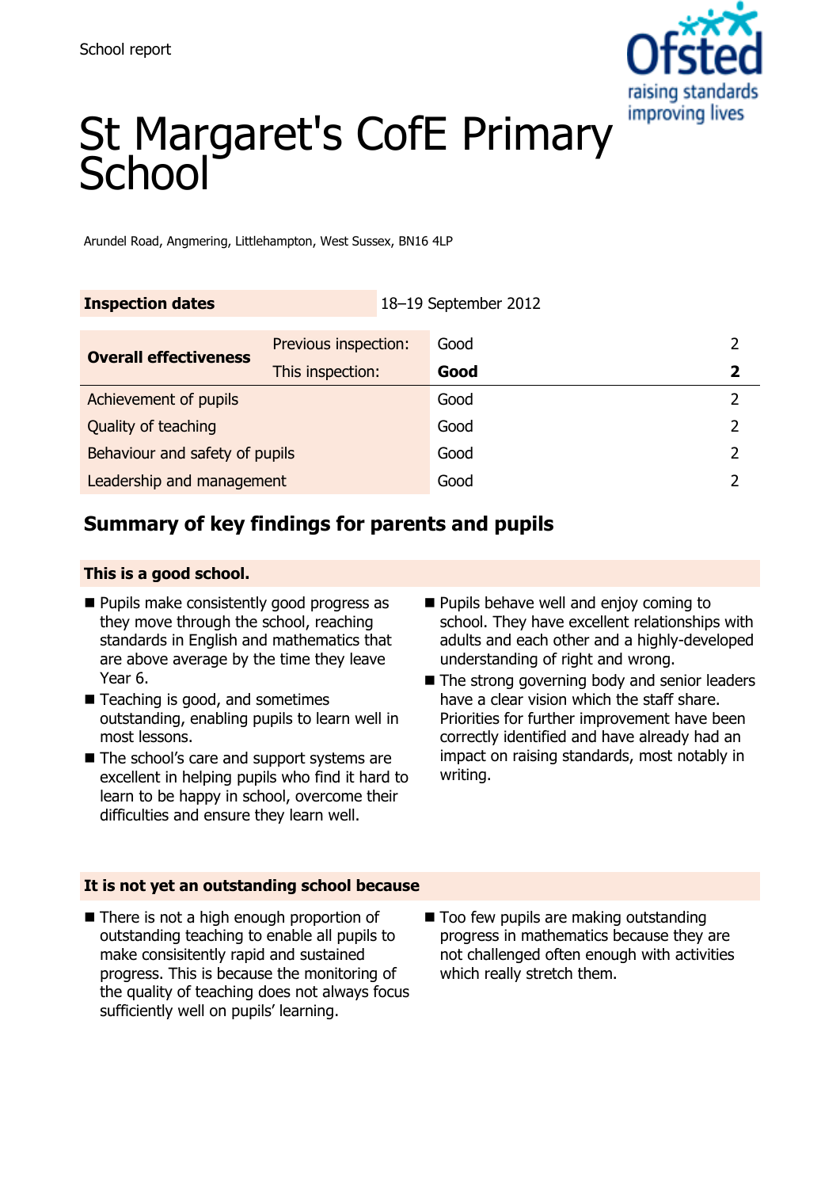School report

# St Margaret's CofE Primary School

Arundel Road, Angmering, Littlehampton, West Sussex, BN16 4LP

| Inspection dates | | 18–19 September 2012 | |
|---|---|---|---|
| Overall effectiveness | Previous inspection: | Good | 2 |
| | This inspection: | **Good** | **2** |
| Achievement of pupils | | Good | 2 |
| Quality of teaching | | Good | 2 |
| Behaviour and safety of pupils | | Good | 2 |
| Leadership and management | | Good | 2 |

## Summary of key findings for parents and pupils

### This is a good school.

- Pupils make consistently good progress as they move through the school, reaching standards in English and mathematics that are above average by the time they leave Year 6.
- Teaching is good, and sometimes outstanding, enabling pupils to learn well in most lessons.
- The school's care and support systems are excellent in helping pupils who find it hard to learn to be happy in school, overcome their difficulties and ensure they learn well.
- Pupils behave well and enjoy coming to school. They have excellent relationships with adults and each other and a highly-developed understanding of right and wrong.
- The strong governing body and senior leaders have a clear vision which the staff share. Priorities for further improvement have been correctly identified and have already had an impact on raising standards, most notably in writing.

### It is not yet an outstanding school because

- There is not a high enough proportion of outstanding teaching to enable all pupils to make consisitently rapid and sustained progress. This is because the monitoring of the quality of teaching does not always focus sufficiently well on pupils' learning.
- Too few pupils are making outstanding progress in mathematics because they are not challenged often enough with activities which really stretch them.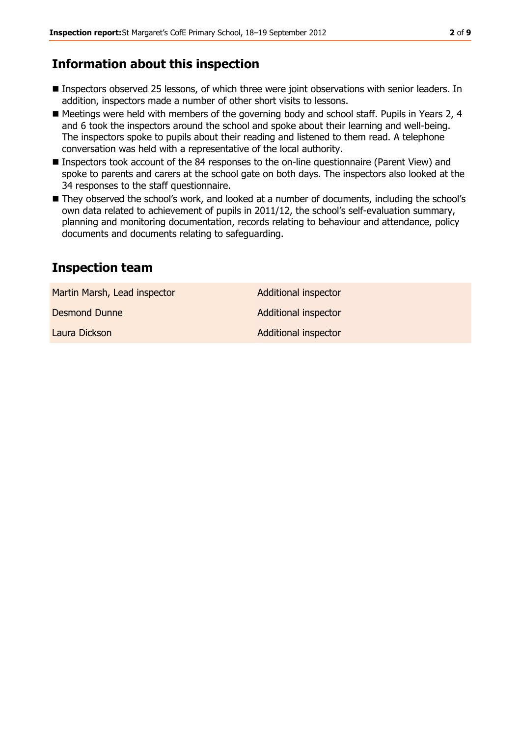## Information about this inspection

- Inspectors observed 25 lessons, of which three were joint observations with senior leaders. In addition, inspectors made a number of other short visits to lessons.
- Meetings were held with members of the governing body and school staff. Pupils in Years 2, 4 and 6 took the inspectors around the school and spoke about their learning and well-being. The inspectors spoke to pupils about their reading and listened to them read. A telephone conversation was held with a representative of the local authority.
- Inspectors took account of the 84 responses to the on-line questionnaire (Parent View) and spoke to parents and carers at the school gate on both days. The inspectors also looked at the 34 responses to the staff questionnaire.
- They observed the school's work, and looked at a number of documents, including the school's own data related to achievement of pupils in 2011/12, the school's self-evaluation summary, planning and monitoring documentation, records relating to behaviour and attendance, policy documents and documents relating to safeguarding.

## Inspection team

| | |
|---|---|
| Martin Marsh, Lead inspector | Additional inspector |
| Desmond Dunne | Additional inspector |
| Laura Dickson | Additional inspector |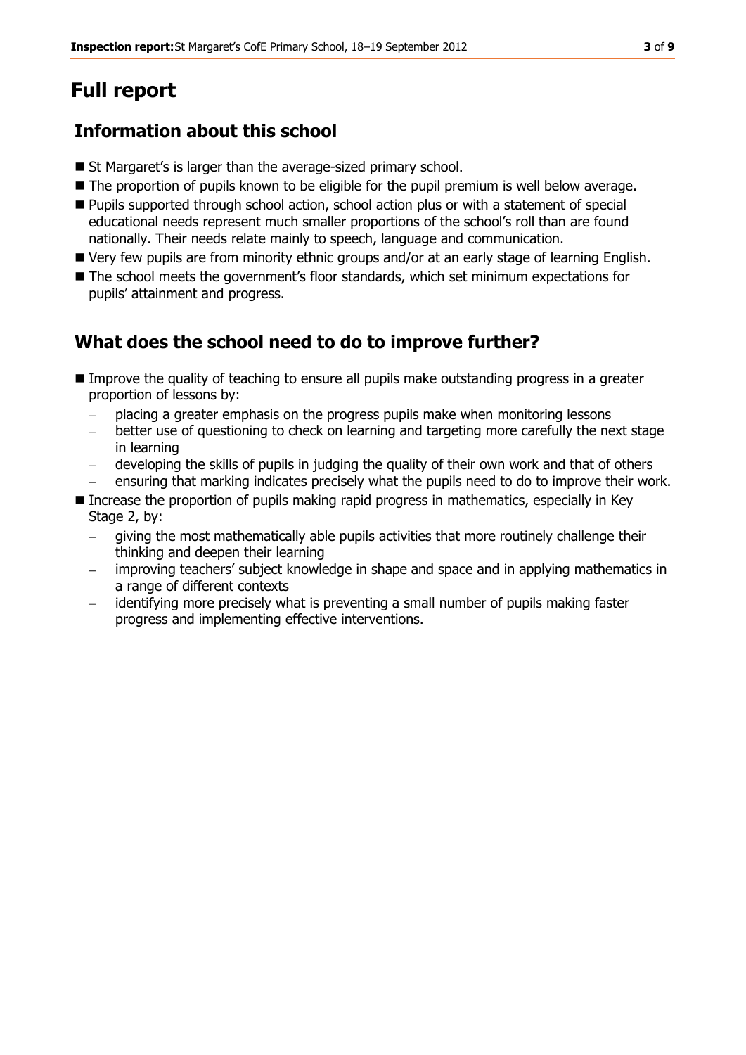# Full report

## Information about this school

- St Margaret's is larger than the average-sized primary school.
- The proportion of pupils known to be eligible for the pupil premium is well below average.
- Pupils supported through school action, school action plus or with a statement of special educational needs represent much smaller proportions of the school's roll than are found nationally. Their needs relate mainly to speech, language and communication.
- Very few pupils are from minority ethnic groups and/or at an early stage of learning English.
- The school meets the government's floor standards, which set minimum expectations for pupils' attainment and progress.

## What does the school need to do to improve further?

- Improve the quality of teaching to ensure all pupils make outstanding progress in a greater proportion of lessons by:
  - placing a greater emphasis on the progress pupils make when monitoring lessons
  - better use of questioning to check on learning and targeting more carefully the next stage in learning
  - developing the skills of pupils in judging the quality of their own work and that of others
  - ensuring that marking indicates precisely what the pupils need to do to improve their work.
- Increase the proportion of pupils making rapid progress in mathematics, especially in Key Stage 2, by:
  - giving the most mathematically able pupils activities that more routinely challenge their thinking and deepen their learning
  - improving teachers' subject knowledge in shape and space and in applying mathematics in a range of different contexts
  - identifying more precisely what is preventing a small number of pupils making faster progress and implementing effective interventions.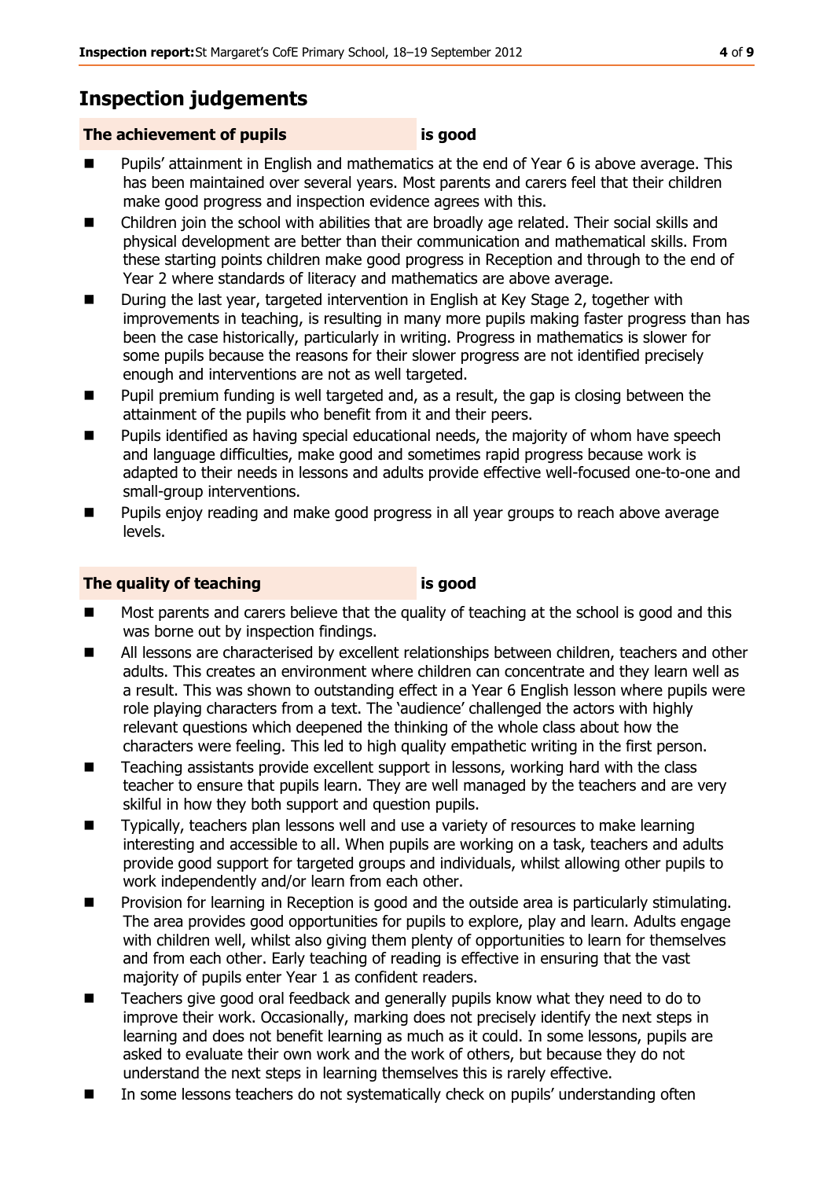## Inspection judgements

**The achievement of pupils** **is good**

- Pupils' attainment in English and mathematics at the end of Year 6 is above average. This has been maintained over several years. Most parents and carers feel that their children make good progress and inspection evidence agrees with this.
- Children join the school with abilities that are broadly age related. Their social skills and physical development are better than their communication and mathematical skills. From these starting points children make good progress in Reception and through to the end of Year 2 where standards of literacy and mathematics are above average.
- During the last year, targeted intervention in English at Key Stage 2, together with improvements in teaching, is resulting in many more pupils making faster progress than has been the case historically, particularly in writing. Progress in mathematics is slower for some pupils because the reasons for their slower progress are not identified precisely enough and interventions are not as well targeted.
- Pupil premium funding is well targeted and, as a result, the gap is closing between the attainment of the pupils who benefit from it and their peers.
- Pupils identified as having special educational needs, the majority of whom have speech and language difficulties, make good and sometimes rapid progress because work is adapted to their needs in lessons and adults provide effective well-focused one-to-one and small-group interventions.
- Pupils enjoy reading and make good progress in all year groups to reach above average levels.

**The quality of teaching** **is good**

- Most parents and carers believe that the quality of teaching at the school is good and this was borne out by inspection findings.
- All lessons are characterised by excellent relationships between children, teachers and other adults. This creates an environment where children can concentrate and they learn well as a result. This was shown to outstanding effect in a Year 6 English lesson where pupils were role playing characters from a text. The 'audience' challenged the actors with highly relevant questions which deepened the thinking of the whole class about how the characters were feeling. This led to high quality empathetic writing in the first person.
- Teaching assistants provide excellent support in lessons, working hard with the class teacher to ensure that pupils learn. They are well managed by the teachers and are very skilful in how they both support and question pupils.
- Typically, teachers plan lessons well and use a variety of resources to make learning interesting and accessible to all. When pupils are working on a task, teachers and adults provide good support for targeted groups and individuals, whilst allowing other pupils to work independently and/or learn from each other.
- Provision for learning in Reception is good and the outside area is particularly stimulating. The area provides good opportunities for pupils to explore, play and learn. Adults engage with children well, whilst also giving them plenty of opportunities to learn for themselves and from each other. Early teaching of reading is effective in ensuring that the vast majority of pupils enter Year 1 as confident readers.
- Teachers give good oral feedback and generally pupils know what they need to do to improve their work. Occasionally, marking does not precisely identify the next steps in learning and does not benefit learning as much as it could. In some lessons, pupils are asked to evaluate their own work and the work of others, but because they do not understand the next steps in learning themselves this is rarely effective.
- In some lessons teachers do not systematically check on pupils' understanding often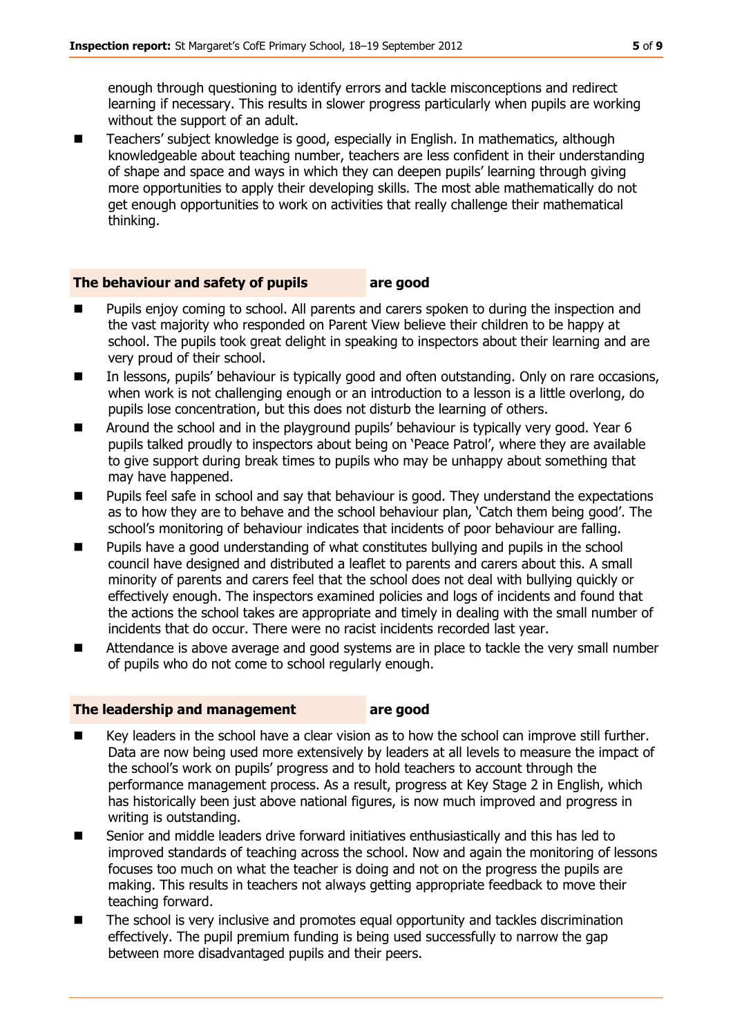enough through questioning to identify errors and tackle misconceptions and redirect learning if necessary. This results in slower progress particularly when pupils are working without the support of an adult.

- Teachers' subject knowledge is good, especially in English. In mathematics, although knowledgeable about teaching number, teachers are less confident in their understanding of shape and space and ways in which they can deepen pupils' learning through giving more opportunities to apply their developing skills. The most able mathematically do not get enough opportunities to work on activities that really challenge their mathematical thinking.

## The behaviour and safety of pupils are good

- Pupils enjoy coming to school. All parents and carers spoken to during the inspection and the vast majority who responded on Parent View believe their children to be happy at school. The pupils took great delight in speaking to inspectors about their learning and are very proud of their school.
- In lessons, pupils' behaviour is typically good and often outstanding. Only on rare occasions, when work is not challenging enough or an introduction to a lesson is a little overlong, do pupils lose concentration, but this does not disturb the learning of others.
- Around the school and in the playground pupils' behaviour is typically very good. Year 6 pupils talked proudly to inspectors about being on 'Peace Patrol', where they are available to give support during break times to pupils who may be unhappy about something that may have happened.
- Pupils feel safe in school and say that behaviour is good. They understand the expectations as to how they are to behave and the school behaviour plan, 'Catch them being good'. The school's monitoring of behaviour indicates that incidents of poor behaviour are falling.
- Pupils have a good understanding of what constitutes bullying and pupils in the school council have designed and distributed a leaflet to parents and carers about this. A small minority of parents and carers feel that the school does not deal with bullying quickly or effectively enough. The inspectors examined policies and logs of incidents and found that the actions the school takes are appropriate and timely in dealing with the small number of incidents that do occur. There were no racist incidents recorded last year.
- Attendance is above average and good systems are in place to tackle the very small number of pupils who do not come to school regularly enough.

## The leadership and management are good

- Key leaders in the school have a clear vision as to how the school can improve still further. Data are now being used more extensively by leaders at all levels to measure the impact of the school's work on pupils' progress and to hold teachers to account through the performance management process. As a result, progress at Key Stage 2 in English, which has historically been just above national figures, is now much improved and progress in writing is outstanding.
- Senior and middle leaders drive forward initiatives enthusiastically and this has led to improved standards of teaching across the school. Now and again the monitoring of lessons focuses too much on what the teacher is doing and not on the progress the pupils are making. This results in teachers not always getting appropriate feedback to move their teaching forward.
- The school is very inclusive and promotes equal opportunity and tackles discrimination effectively. The pupil premium funding is being used successfully to narrow the gap between more disadvantaged pupils and their peers.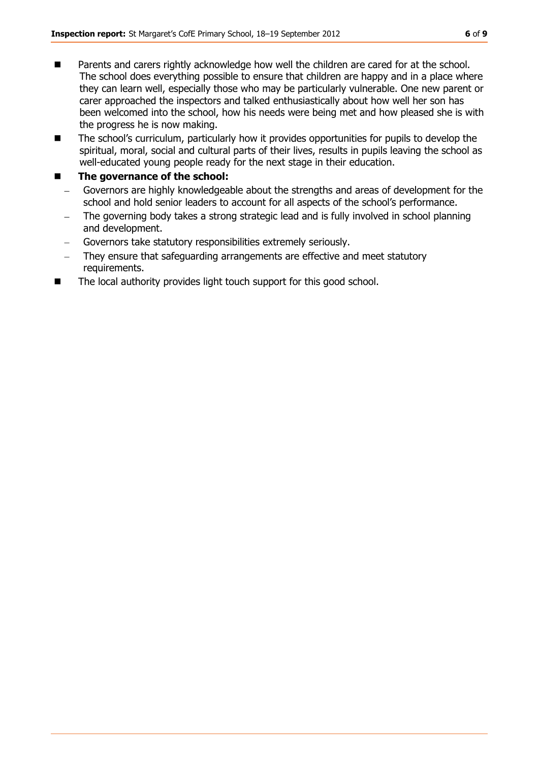- Parents and carers rightly acknowledge how well the children are cared for at the school. The school does everything possible to ensure that children are happy and in a place where they can learn well, especially those who may be particularly vulnerable. One new parent or carer approached the inspectors and talked enthusiastically about how well her son has been welcomed into the school, how his needs were being met and how pleased she is with the progress he is now making.
- The school's curriculum, particularly how it provides opportunities for pupils to develop the spiritual, moral, social and cultural parts of their lives, results in pupils leaving the school as well-educated young people ready for the next stage in their education.
- **The governance of the school:**
  - Governors are highly knowledgeable about the strengths and areas of development for the school and hold senior leaders to account for all aspects of the school's performance.
  - The governing body takes a strong strategic lead and is fully involved in school planning and development.
  - Governors take statutory responsibilities extremely seriously.
  - They ensure that safeguarding arrangements are effective and meet statutory requirements.
- The local authority provides light touch support for this good school.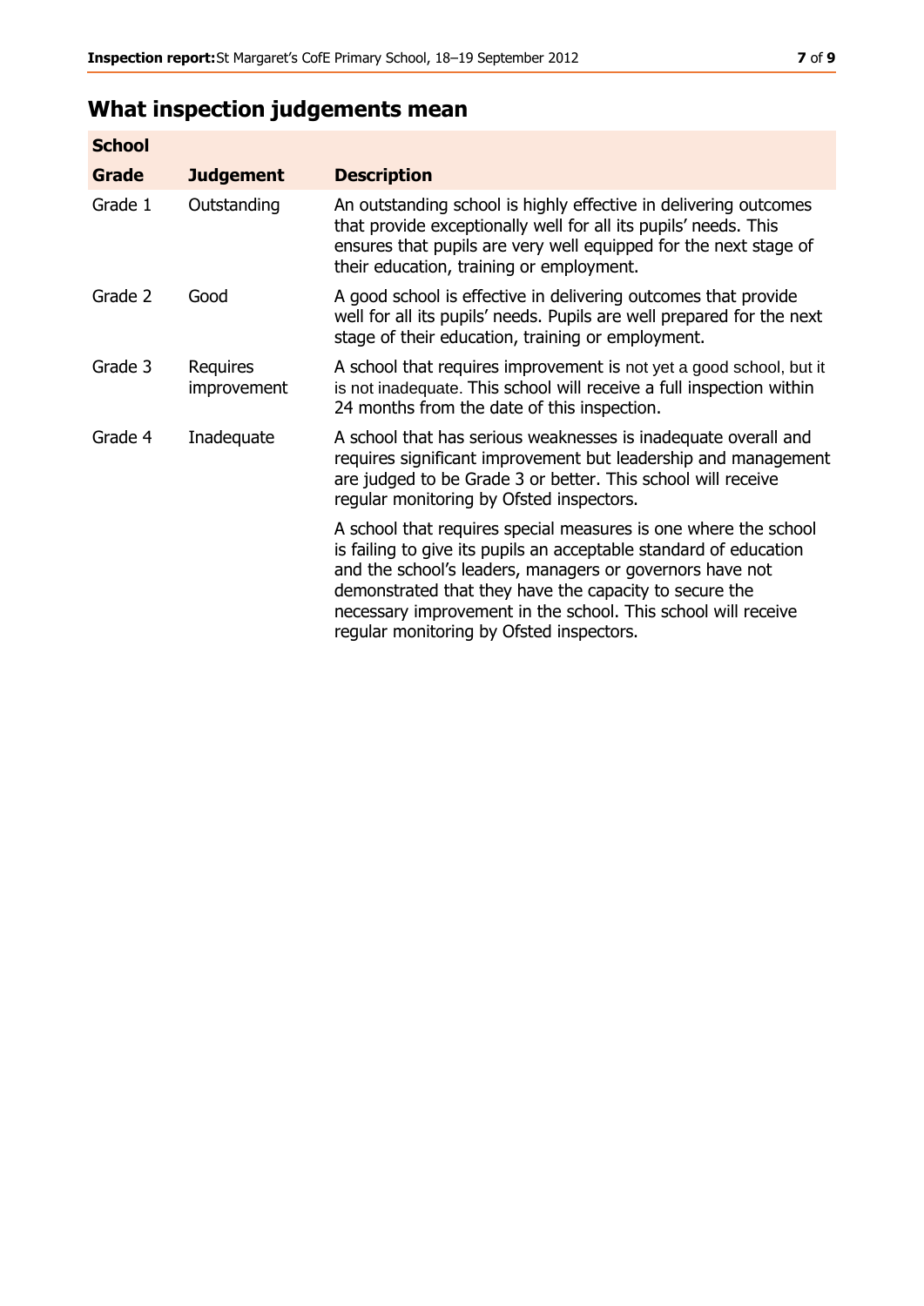## What inspection judgements mean

| School | | |
|---|---|---|
| **Grade** | **Judgement** | **Description** |
| Grade 1 | Outstanding | An outstanding school is highly effective in delivering outcomes that provide exceptionally well for all its pupils' needs. This ensures that pupils are very well equipped for the next stage of their education, training or employment. |
| Grade 2 | Good | A good school is effective in delivering outcomes that provide well for all its pupils' needs. Pupils are well prepared for the next stage of their education, training or employment. |
| Grade 3 | Requires improvement | A school that requires improvement is not yet a good school, but it is not inadequate. This school will receive a full inspection within 24 months from the date of this inspection. |
| Grade 4 | Inadequate | A school that has serious weaknesses is inadequate overall and requires significant improvement but leadership and management are judged to be Grade 3 or better. This school will receive regular monitoring by Ofsted inspectors. |
| | | A school that requires special measures is one where the school is failing to give its pupils an acceptable standard of education and the school's leaders, managers or governors have not demonstrated that they have the capacity to secure the necessary improvement in the school. This school will receive regular monitoring by Ofsted inspectors. |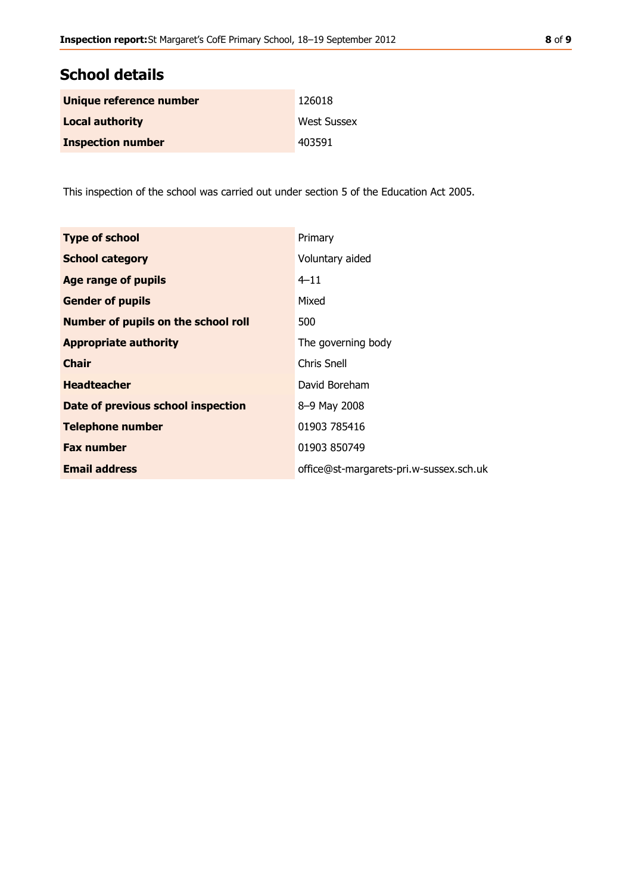## School details

| | |
|---|---|
| **Unique reference number** | 126018 |
| **Local authority** | West Sussex |
| **Inspection number** | 403591 |

This inspection of the school was carried out under section 5 of the Education Act 2005.

| | |
|---|---|
| **Type of school** | Primary |
| **School category** | Voluntary aided |
| **Age range of pupils** | 4–11 |
| **Gender of pupils** | Mixed |
| **Number of pupils on the school roll** | 500 |
| **Appropriate authority** | The governing body |
| **Chair** | Chris Snell |
| **Headteacher** | David Boreham |
| **Date of previous school inspection** | 8–9 May 2008 |
| **Telephone number** | 01903 785416 |
| **Fax number** | 01903 850749 |
| **Email address** | office@st-margarets-pri.w-sussex.sch.uk |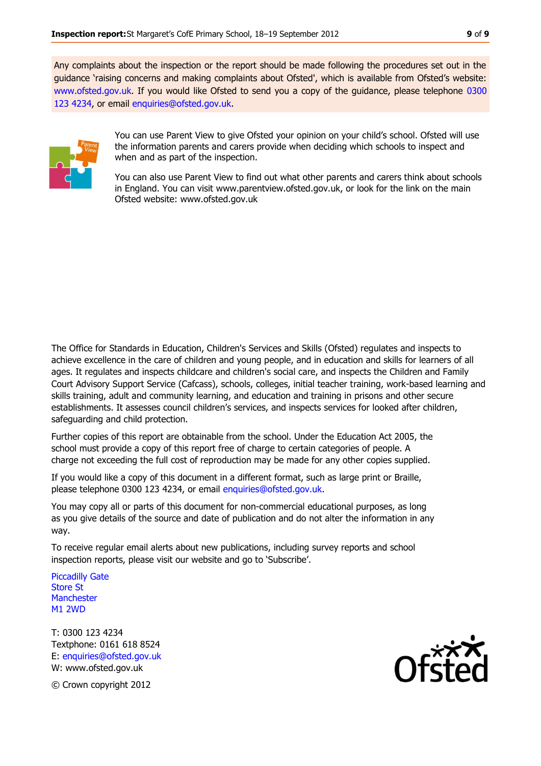Any complaints about the inspection or the report should be made following the procedures set out in the guidance 'raising concerns and making complaints about Ofsted', which is available from Ofsted's website: www.ofsted.gov.uk. If you would like Ofsted to send you a copy of the guidance, please telephone 0300 123 4234, or email enquiries@ofsted.gov.uk.

You can use Parent View to give Ofsted your opinion on your child's school. Ofsted will use the information parents and carers provide when deciding which schools to inspect and when and as part of the inspection.

You can also use Parent View to find out what other parents and carers think about schools in England. You can visit www.parentview.ofsted.gov.uk, or look for the link on the main Ofsted website: www.ofsted.gov.uk

The Office for Standards in Education, Children's Services and Skills (Ofsted) regulates and inspects to achieve excellence in the care of children and young people, and in education and skills for learners of all ages. It regulates and inspects childcare and children's social care, and inspects the Children and Family Court Advisory Support Service (Cafcass), schools, colleges, initial teacher training, work-based learning and skills training, adult and community learning, and education and training in prisons and other secure establishments. It assesses council children's services, and inspects services for looked after children, safeguarding and child protection.

Further copies of this report are obtainable from the school. Under the Education Act 2005, the school must provide a copy of this report free of charge to certain categories of people. A charge not exceeding the full cost of reproduction may be made for any other copies supplied.

If you would like a copy of this document in a different format, such as large print or Braille, please telephone 0300 123 4234, or email enquiries@ofsted.gov.uk.

You may copy all or parts of this document for non-commercial educational purposes, as long as you give details of the source and date of publication and do not alter the information in any way.

To receive regular email alerts about new publications, including survey reports and school inspection reports, please visit our website and go to 'Subscribe'.

Piccadilly Gate
Store St
Manchester
M1 2WD

T: 0300 123 4234
Textphone: 0161 618 8524
E: enquiries@ofsted.gov.uk
W: www.ofsted.gov.uk

© Crown copyright 2012